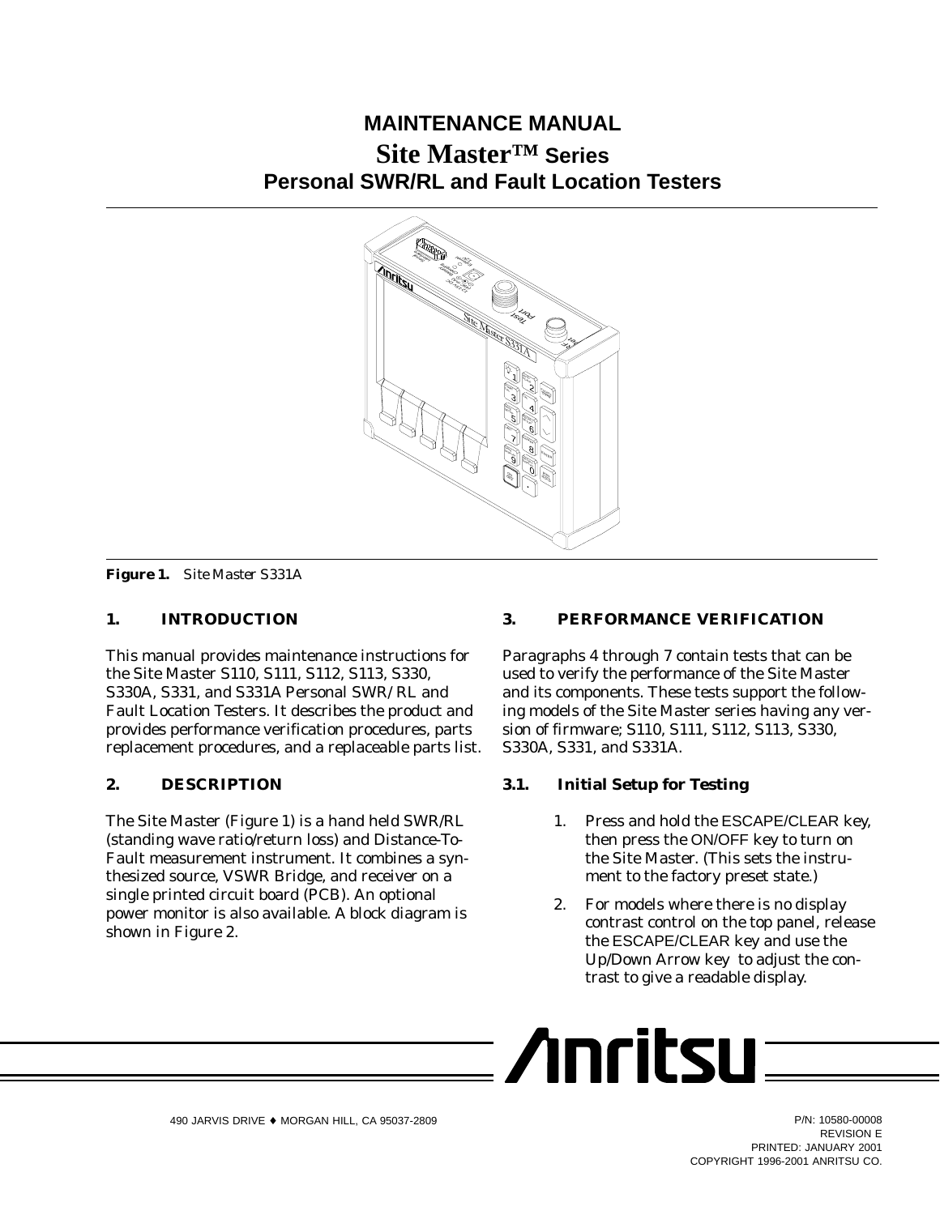# MAINTENANCE MANUAL

# Site Master™ Series

## Personal SWR/RL and Fault Location Testers

**Figure 1.** *Site Master S331A*

## 1. INTRODUCTION

This manual provides maintenance instructions for the Site Master S110, S111, S112, S113, S330, S330A, S331, and S331A Personal SWR/ RL and Fault Location Testers. It describes the product and provides performance verification procedures, parts replacement procedures, and a replaceable parts list.

## 2. DESCRIPTION

The Site Master (Figure 1) is a hand held SWR/RL (standing wave ratio/return loss) and Distance-To-Fault measurement instrument. It combines a synthesized source, VSWR Bridge, and receiver on a single printed circuit board (PCB). An optional power monitor is also available. A block diagram is shown in Figure 2.

## 3. PERFORMANCE VERIFICATION

Paragraphs 4 through 7 contain tests that can be used to verify the performance of the Site Master and its components. These tests support the following models of the Site Master series having any version of firmware; S110, S111, S112, S113, S330, S330A, S331, and S331A.

### 3.1. Initial Setup for Testing

1. Press and hold the ESCAPE/CLEAR key, then press the ON/OFF key to turn on the Site Master. (This sets the instrument to the factory preset state.)
2. For models where there is no display contrast control on the top panel, release the ESCAPE/CLEAR key and use the Up/Down Arrow key to adjust the contrast to give a readable display.

490 JARVIS DRIVE ♦ MORGAN HILL, CA 95037-2809

P/N: 10580-00008
REVISION E
PRINTED: JANUARY 2001
COPYRIGHT 1996-2001 ANRITSU CO.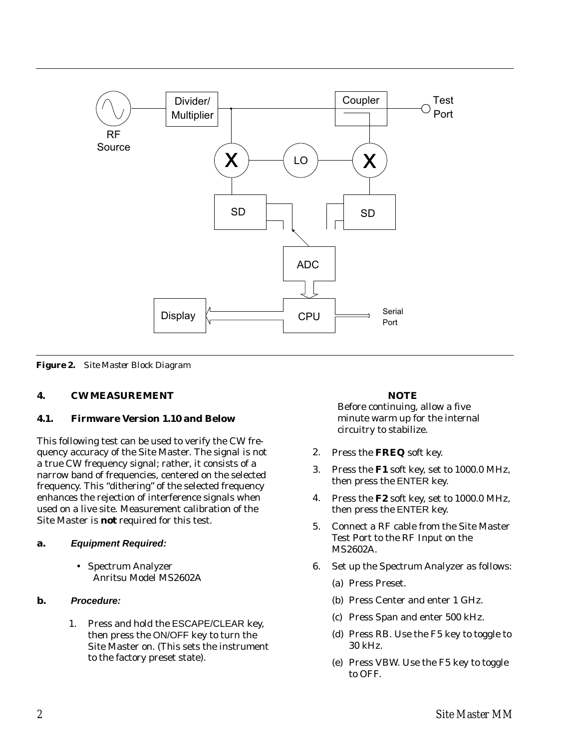**Figure 2.** Site Master Block Diagram

## 4. CW MEASUREMENT

### 4.1. Firmware Version 1.10 and Below

This following test can be used to verify the CW frequency accuracy of the Site Master. The signal is not a true CW frequency signal; rather, it consists of a narrow band of frequencies, centered on the selected frequency. This "dithering" of the selected frequency enhances the rejection of interference signals when used on a live site. Measurement calibration of the Site Master is **not** required for this test.

**a.** ***Equipment Required:***

- Spectrum Analyzer
  Anritsu Model MS2602A

**b.** ***Procedure:***

1. Press and hold the ESCAPE/CLEAR key, then press the ON/OFF key to turn the Site Master on. (This sets the instrument to the factory preset state).

**NOTE**

Before continuing, allow a five minute warm up for the internal circuitry to stabilize.

2. Press the **FREQ** soft key.
3. Press the **F1** soft key, set to 1000.0 MHz, then press the ENTER key.
4. Press the **F2** soft key, set to 1000.0 MHz, then press the ENTER key.
5. Connect a RF cable from the Site Master Test Port to the RF Input on the MS2602A.
6. Set up the Spectrum Analyzer as follows:
   (a) Press Preset.
   (b) Press Center and enter 1 GHz.
   (c) Press Span and enter 500 kHz.
   (d) Press RB. Use the F5 key to toggle to 30 kHz.
   (e) Press VBW. Use the F5 key to toggle to OFF.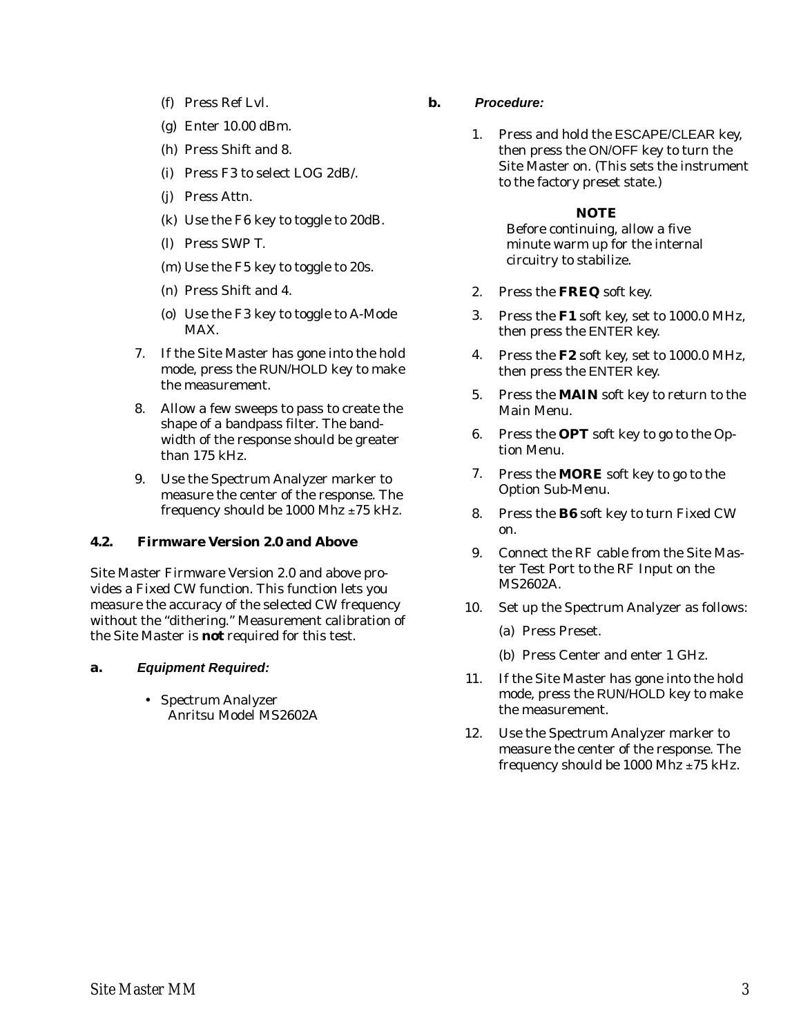(f) Press Ref Lvl.

(g) Enter 10.00 dBm.

(h) Press Shift and 8.

(i) Press F3 to select LOG 2dB/.

(j) Press Attn.

(k) Use the F6 key to toggle to 20dB.

(l) Press SWP T.

(m) Use the F5 key to toggle to 20s.

(n) Press Shift and 4.

(o) Use the F3 key to toggle to A-Mode MAX.

7. If the Site Master has gone into the hold mode, press the RUN/HOLD key to make the measurement.

8. Allow a few sweeps to pass to create the shape of a bandpass filter. The bandwidth of the response should be greater than 175 kHz.

9. Use the Spectrum Analyzer marker to measure the center of the response. The frequency should be 1000 Mhz ±75 kHz.

## 4.2. Firmware Version 2.0 and Above

Site Master Firmware Version 2.0 and above provides a Fixed CW function. This function lets you measure the accuracy of the selected CW frequency without the “dithering.” Measurement calibration of the Site Master is **not** required for this test.

### a. *Equipment Required:*

- Spectrum Analyzer
  Anritsu Model MS2602A

### b. *Procedure:*

1. Press and hold the ESCAPE/CLEAR key, then press the ON/OFF key to turn the Site Master on. (This sets the instrument to the factory preset state.)

**NOTE**

Before continuing, allow a five minute warm up for the internal circuitry to stabilize.

2. Press the **FREQ** soft key.
3. Press the **F1** soft key, set to 1000.0 MHz, then press the ENTER key.
4. Press the **F2** soft key, set to 1000.0 MHz, then press the ENTER key.
5. Press the **MAIN** soft key to return to the Main Menu.
6. Press the **OPT** soft key to go to the Option Menu.
7. Press the **MORE** soft key to go to the Option Sub-Menu.
8. Press the **B6** soft key to turn Fixed CW on.
9. Connect the RF cable from the Site Master Test Port to the RF Input on the MS2602A.
10. Set up the Spectrum Analyzer as follows:

    (a) Press Preset.

    (b) Press Center and enter 1 GHz.

11. If the Site Master has gone into the hold mode, press the RUN/HOLD key to make the measurement.
12. Use the Spectrum Analyzer marker to measure the center of the response. The frequency should be 1000 Mhz ±75 kHz.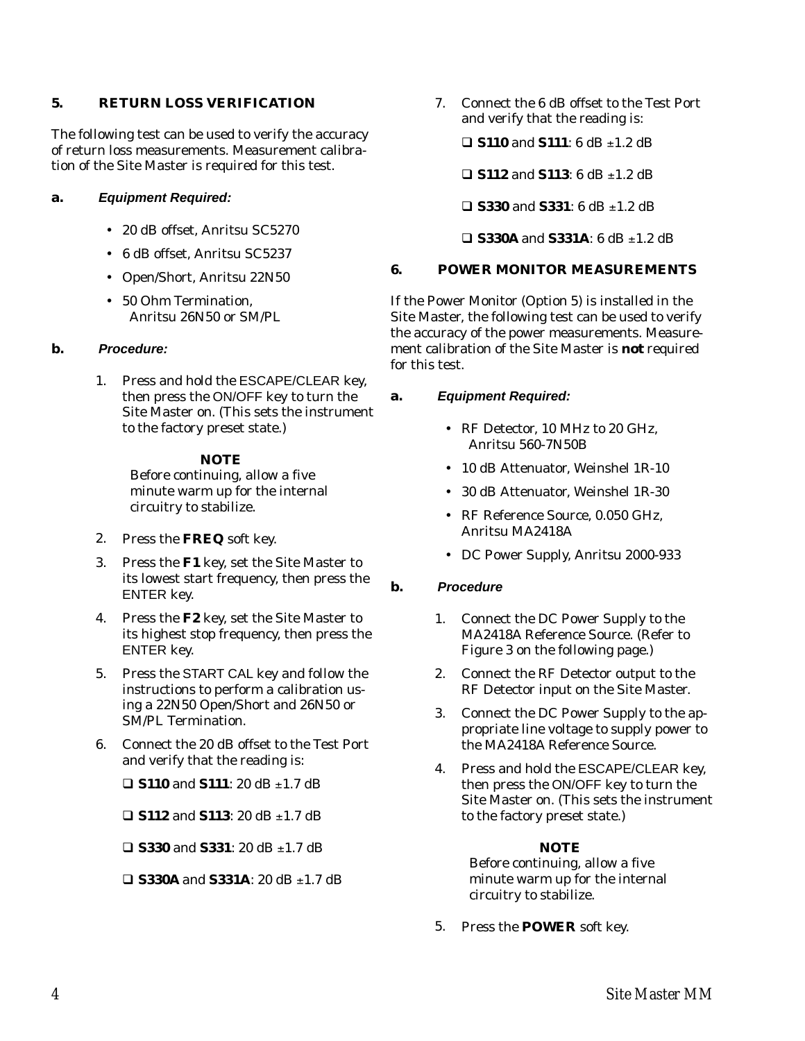## 5. RETURN LOSS VERIFICATION

The following test can be used to verify the accuracy of return loss measurements. Measurement calibration of the Site Master is required for this test.

### a. *Equipment Required:*

- 20 dB offset, Anritsu SC5270
- 6 dB offset, Anritsu SC5237
- Open/Short, Anritsu 22N50
- 50 Ohm Termination, Anritsu 26N50 or SM/PL

### b. *Procedure:*

1. Press and hold the ESCAPE/CLEAR key, then press the ON/OFF key to turn the Site Master on. (This sets the instrument to the factory preset state.)

   **NOTE**
   Before continuing, allow a five minute warm up for the internal circuitry to stabilize.

2. Press the **FREQ** soft key.
3. Press the **F1** key, set the Site Master to its lowest start frequency, then press the ENTER key.
4. Press the **F2** key, set the Site Master to its highest stop frequency, then press the ENTER key.
5. Press the START CAL key and follow the instructions to perform a calibration using a 22N50 Open/Short and 26N50 or SM/PL Termination.
6. Connect the 20 dB offset to the Test Port and verify that the reading is:

   - ❑ **S110** and **S111**: 20 dB ±1.7 dB
   - ❑ **S112** and **S113**: 20 dB ±1.7 dB
   - ❑ **S330** and **S331**: 20 dB ±1.7 dB
   - ❑ **S330A** and **S331A**: 20 dB ±1.7 dB

7. Connect the 6 dB offset to the Test Port and verify that the reading is:

   - ❑ **S110** and **S111**: 6 dB ±1.2 dB
   - ❑ **S112** and **S113**: 6 dB ±1.2 dB
   - ❑ **S330** and **S331**: 6 dB ±1.2 dB
   - ❑ **S330A** and **S331A**: 6 dB ±1.2 dB

## 6. POWER MONITOR MEASUREMENTS

If the Power Monitor (Option 5) is installed in the Site Master, the following test can be used to verify the accuracy of the power measurements. Measurement calibration of the Site Master is **not** required for this test.

### a. *Equipment Required:*

- RF Detector, 10 MHz to 20 GHz, Anritsu 560-7N50B
- 10 dB Attenuator, Weinshel 1R-10
- 30 dB Attenuator, Weinshel 1R-30
- RF Reference Source, 0.050 GHz, Anritsu MA2418A
- DC Power Supply, Anritsu 2000-933

### b. *Procedure*

1. Connect the DC Power Supply to the MA2418A Reference Source. (Refer to Figure 3 on the following page.)
2. Connect the RF Detector output to the RF Detector input on the Site Master.
3. Connect the DC Power Supply to the appropriate line voltage to supply power to the MA2418A Reference Source.
4. Press and hold the ESCAPE/CLEAR key, then press the ON/OFF key to turn the Site Master on. (This sets the instrument to the factory preset state.)

   **NOTE**
   Before continuing, allow a five minute warm up for the internal circuitry to stabilize.

5. Press the **POWER** soft key.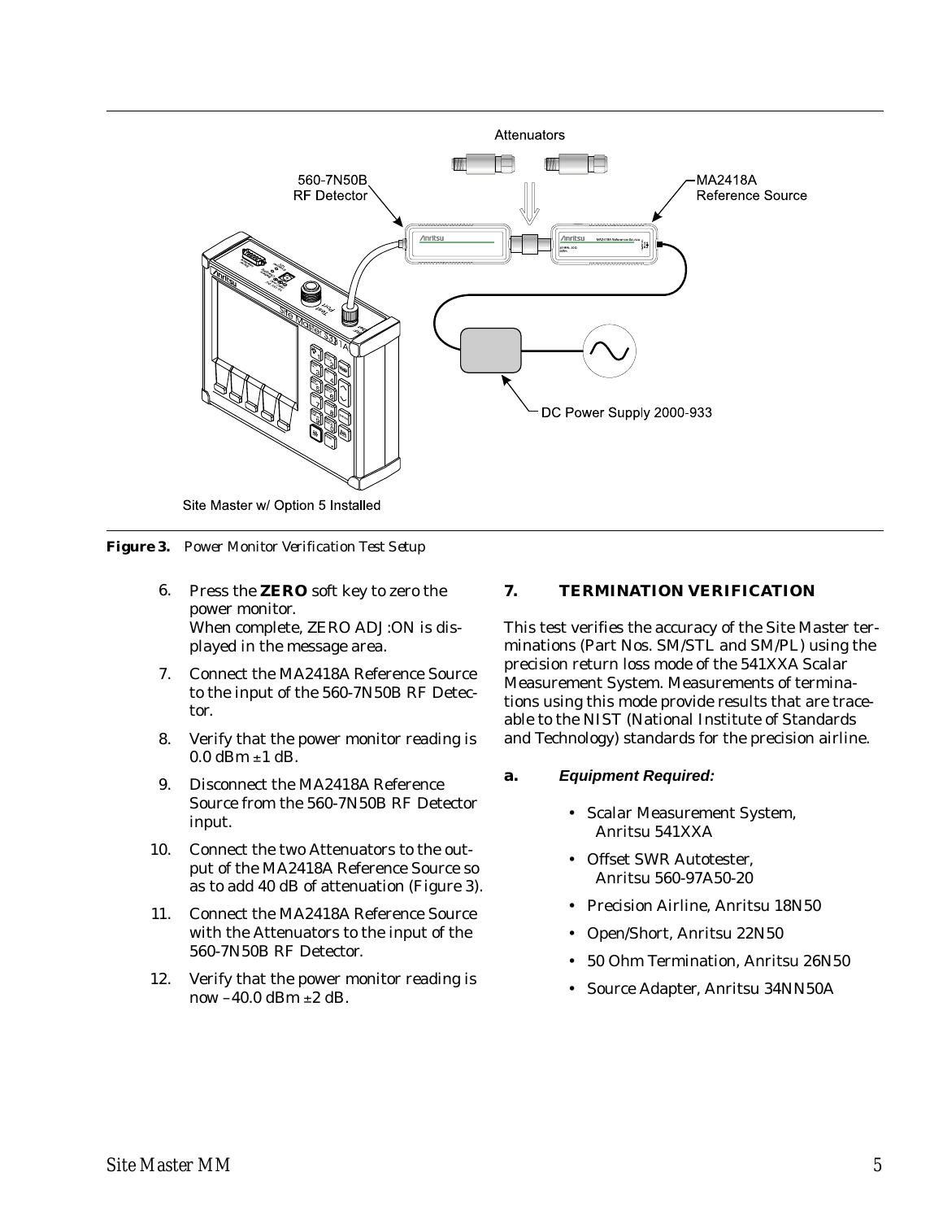**Figure 3.** *Power Monitor Verification Test Setup*

6. Press the **ZERO** soft key to zero the power monitor.
   When complete, ZERO ADJ:ON is displayed in the message area.
7. Connect the MA2418A Reference Source to the input of the 560-7N50B RF Detector.
8. Verify that the power monitor reading is 0.0 dBm ±1 dB.
9. Disconnect the MA2418A Reference Source from the 560-7N50B RF Detector input.
10. Connect the two Attenuators to the output of the MA2418A Reference Source so as to add 40 dB of attenuation (Figure 3).
11. Connect the MA2418A Reference Source with the Attenuators to the input of the 560-7N50B RF Detector.
12. Verify that the power monitor reading is now –40.0 dBm ±2 dB.

## 7. TERMINATION VERIFICATION

This test verifies the accuracy of the Site Master terminations (Part Nos. SM/STL and SM/PL) using the precision return loss mode of the 541XXA Scalar Measurement System. Measurements of terminations using this mode provide results that are traceable to the NIST (National Institute of Standards and Technology) standards for the precision airline.

### a. *Equipment Required:*

- Scalar Measurement System, Anritsu 541XXA
- Offset SWR Autotester, Anritsu 560-97A50-20
- Precision Airline, Anritsu 18N50
- Open/Short, Anritsu 22N50
- 50 Ohm Termination, Anritsu 26N50
- Source Adapter, Anritsu 34NN50A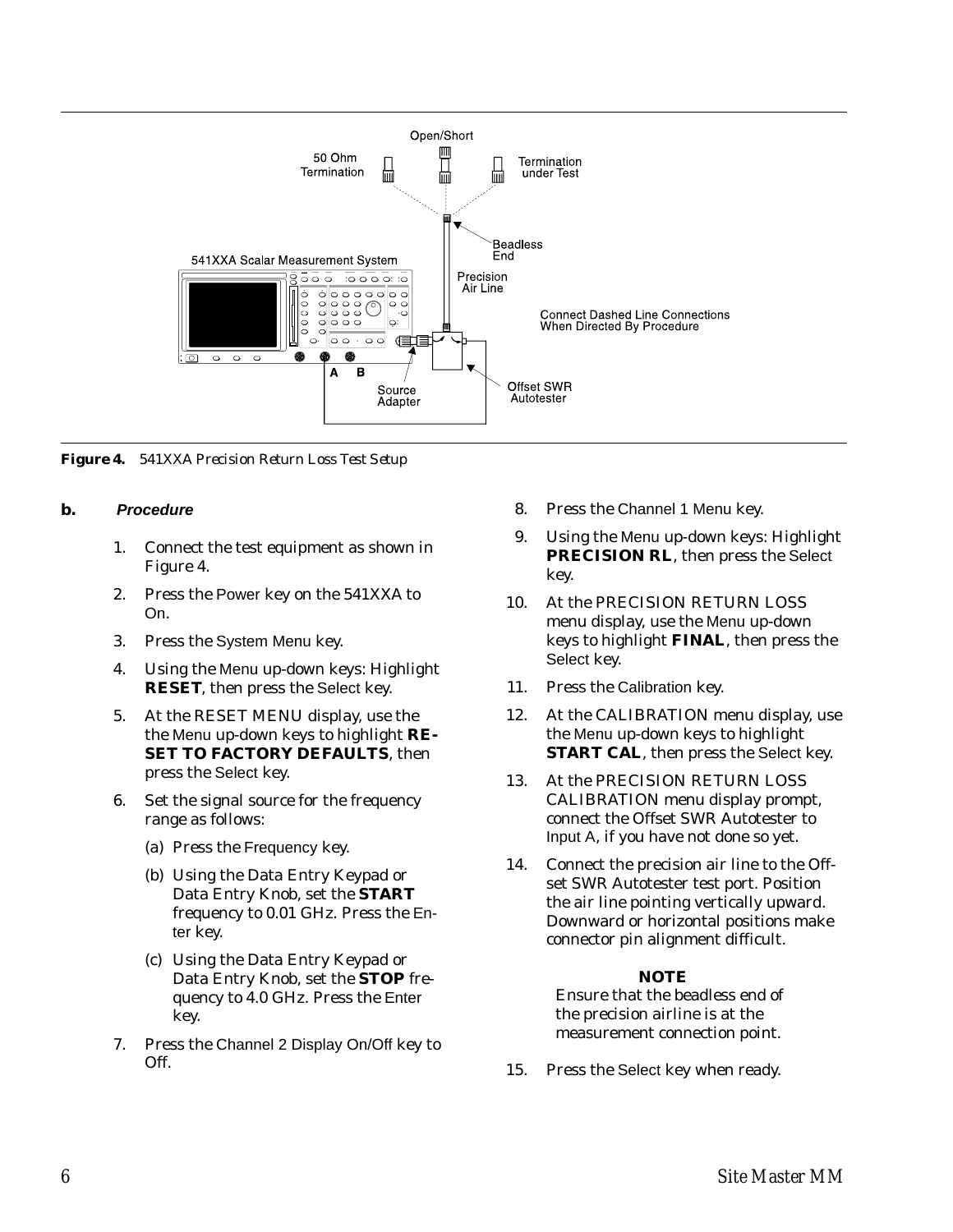**Figure 4.** *541XXA Precision Return Loss Test Setup*

**b.** ***Procedure***

1. Connect the test equipment as shown in Figure 4.
2. Press the Power key on the 541XXA to On.
3. Press the System Menu key.
4. Using the Menu up-down keys: Highlight **RESET**, then press the Select key.
5. At the RESET MENU display, use the the Menu up-down keys to highlight **RESET TO FACTORY DEFAULTS**, then press the Select key.
6. Set the signal source for the frequency range as follows:
   (a) Press the Frequency key.
   (b) Using the Data Entry Keypad or Data Entry Knob, set the **START** frequency to 0.01 GHz. Press the Enter key.
   (c) Using the Data Entry Keypad or Data Entry Knob, set the **STOP** frequency to 4.0 GHz. Press the Enter key.
7. Press the Channel 2 Display On/Off key to Off.
8. Press the Channel 1 Menu key.
9. Using the Menu up-down keys: Highlight **PRECISION RL**, then press the Select key.
10. At the PRECISION RETURN LOSS menu display, use the Menu up-down keys to highlight **FINAL**, then press the Select key.
11. Press the Calibration key.
12. At the CALIBRATION menu display, use the Menu up-down keys to highlight **START CAL**, then press the Select key.
13. At the PRECISION RETURN LOSS CALIBRATION menu display prompt, connect the Offset SWR Autotester to Input A, if you have not done so yet.
14. Connect the precision air line to the Offset SWR Autotester test port. Position the air line pointing vertically upward. Downward or horizontal positions make connector pin alignment difficult.

**NOTE**
Ensure that the beadless end of the precision airline is at the measurement connection point.

15. Press the Select key when ready.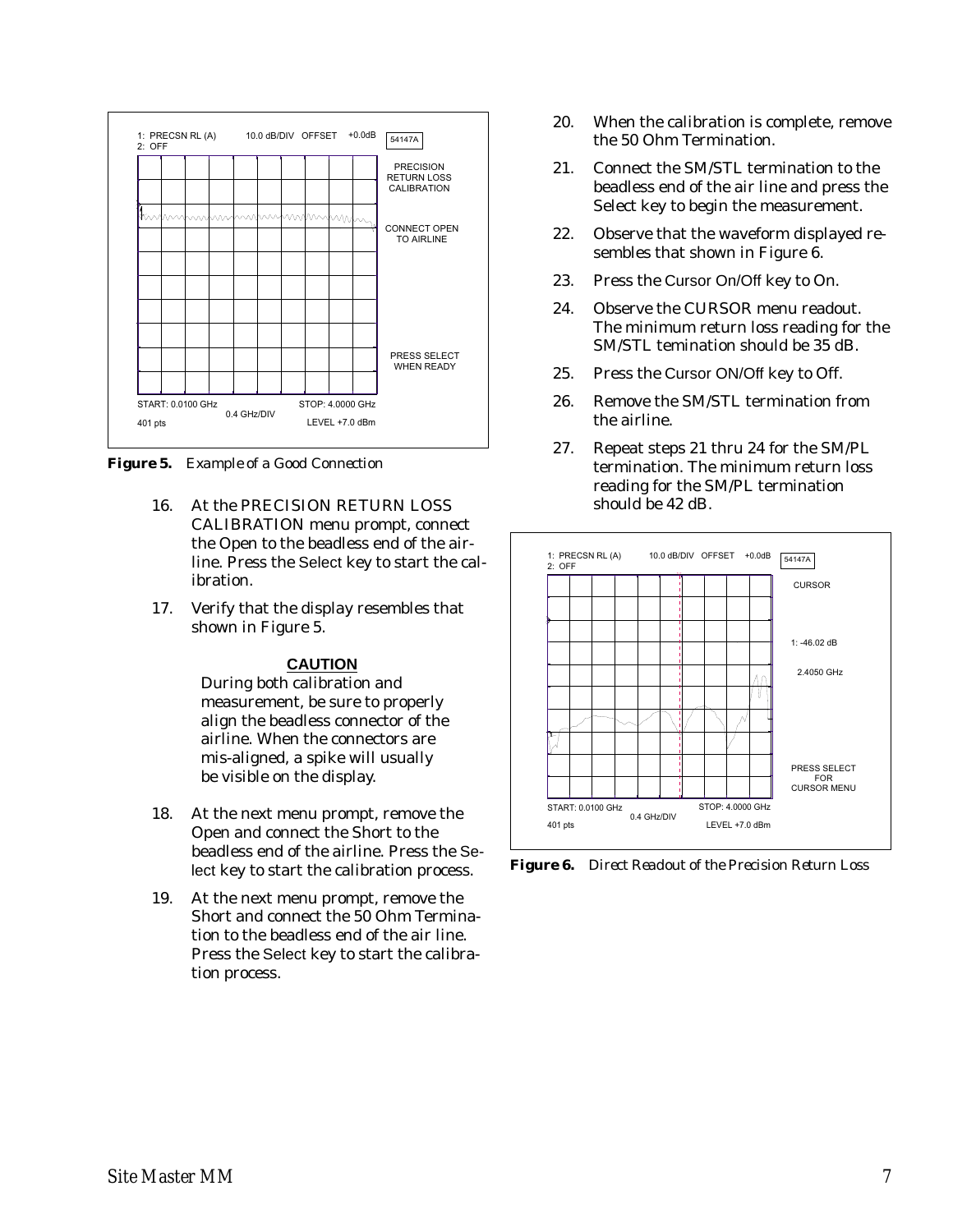**Figure 5.** *Example of a Good Connection*

16. At the PRECISION RETURN LOSS CALIBRATION menu prompt, connect the Open to the beadless end of the airline. Press the Select key to start the calibration.

17. Verify that the display resembles that shown in Figure 5.

**CAUTION**

During both calibration and measurement, be sure to properly align the beadless connector of the airline. When the connectors are mis-aligned, a spike will usually be visible on the display.

18. At the next menu prompt, remove the Open and connect the Short to the beadless end of the airline. Press the Select key to start the calibration process.

19. At the next menu prompt, remove the Short and connect the 50 Ohm Termination to the beadless end of the air line. Press the Select key to start the calibration process.

20. When the calibration is complete, remove the 50 Ohm Termination.

21. Connect the SM/STL termination to the beadless end of the air line and press the Select key to begin the measurement.

22. Observe that the waveform displayed resembles that shown in Figure 6.

23. Press the Cursor On/Off key to On.

24. Observe the CURSOR menu readout. The minimum return loss reading for the SM/STL temination should be 35 dB.

25. Press the Cursor ON/Off key to Off.

26. Remove the SM/STL termination from the airline.

27. Repeat steps 21 thru 24 for the SM/PL termination. The minimum return loss reading for the SM/PL termination should be 42 dB.

**Figure 6.** *Direct Readout of the Precision Return Loss*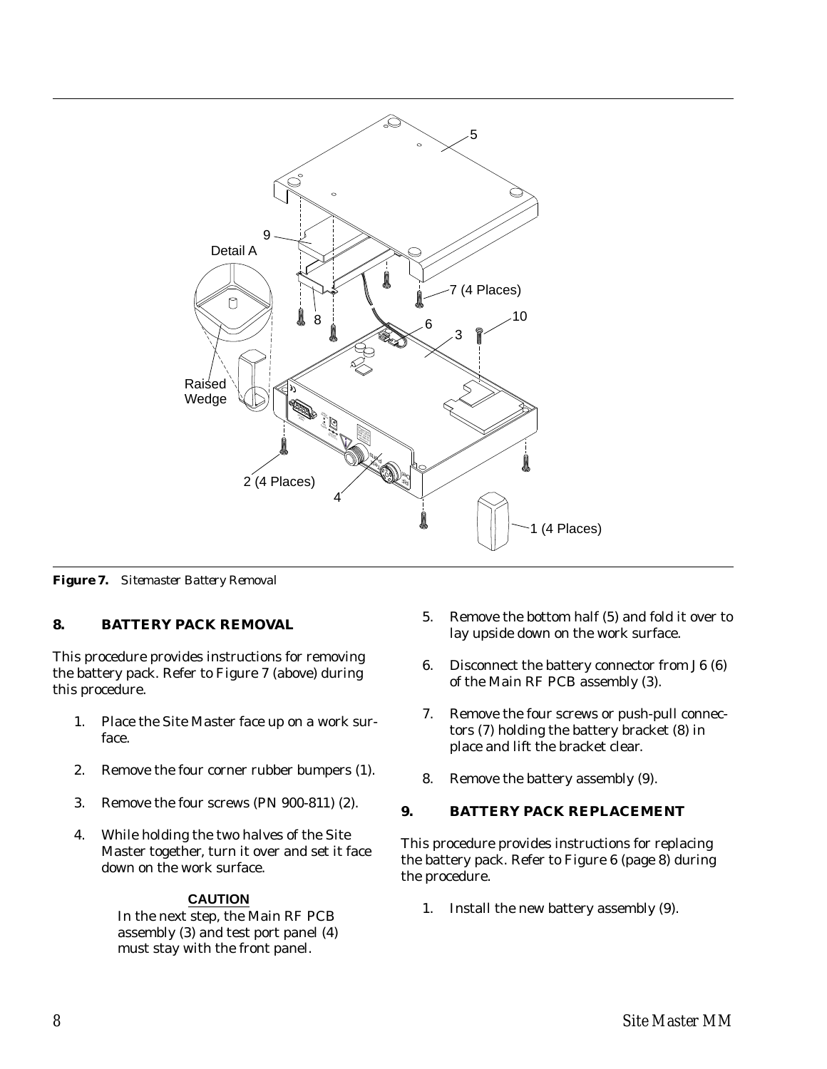**Figure 7.** *Sitemaster Battery Removal*

## 8. BATTERY PACK REMOVAL

This procedure provides instructions for removing the battery pack. Refer to Figure 7 (above) during this procedure.

1. Place the Site Master face up on a work surface.
2. Remove the four corner rubber bumpers (1).
3. Remove the four screws (PN 900-811) (2).
4. While holding the two halves of the Site Master together, turn it over and set it face down on the work surface.

> **CAUTION**
> In the next step, the Main RF PCB assembly (3) and test port panel (4) must stay with the front panel.

5. Remove the bottom half (5) and fold it over to lay upside down on the work surface.
6. Disconnect the battery connector from J6 (6) of the Main RF PCB assembly (3).
7. Remove the four screws or push-pull connectors (7) holding the battery bracket (8) in place and lift the bracket clear.
8. Remove the battery assembly (9).

## 9. BATTERY PACK REPLACEMENT

This procedure provides instructions for replacing the battery pack. Refer to Figure 6 (page 8) during the procedure.

1. Install the new battery assembly (9).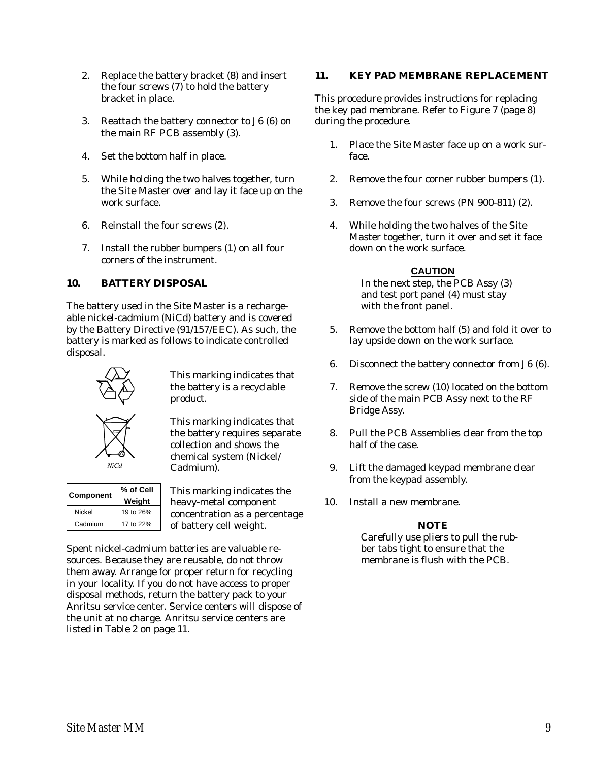2. Replace the battery bracket (8) and insert the four screws (7) to hold the battery bracket in place.

3. Reattach the battery connector to J6 (6) on the main RF PCB assembly (3).

4. Set the bottom half in place.

5. While holding the two halves together, turn the Site Master over and lay it face up on the work surface.

6. Reinstall the four screws (2).

7. Install the rubber bumpers (1) on all four corners of the instrument.

## 10. BATTERY DISPOSAL

The battery used in the Site Master is a rechargeable nickel-cadmium (NiCd) battery and is covered by the Battery Directive (91/157/EEC). As such, the battery is marked as follows to indicate controlled disposal.

This marking indicates that the battery is a recyclable product.

NiCd

This marking indicates that the battery requires separate collection and shows the chemical system (Nickel/Cadmium).

| Component | % of Cell Weight |
|---|---|
| Nickel | 19 to 26% |
| Cadmium | 17 to 22% |

This marking indicates the heavy-metal component concentration as a percentage of battery cell weight.

Spent nickel-cadmium batteries are valuable resources. Because they are reusable, do not throw them away. Arrange for proper return for recycling in your locality. If you do not have access to proper disposal methods, return the battery pack to your Anritsu service center. Service centers will dispose of the unit at no charge. Anritsu service centers are listed in Table 2 on page 11.

## 11. KEY PAD MEMBRANE REPLACEMENT

This procedure provides instructions for replacing the key pad membrane. Refer to Figure 7 (page 8) during the procedure.

1. Place the Site Master face up on a work surface.

2. Remove the four corner rubber bumpers (1).

3. Remove the four screws (PN 900-811) (2).

4. While holding the two halves of the Site Master together, turn it over and set it face down on the work surface.

**CAUTION**

In the next step, the PCB Assy (3) and test port panel (4) must stay with the front panel.

5. Remove the bottom half (5) and fold it over to lay upside down on the work surface.

6. Disconnect the battery connector from J6 (6).

7. Remove the screw (10) located on the bottom side of the main PCB Assy next to the RF Bridge Assy.

8. Pull the PCB Assemblies clear from the top half of the case.

9. Lift the damaged keypad membrane clear from the keypad assembly.

10. Install a new membrane.

**NOTE**

Carefully use pliers to pull the rubber tabs tight to ensure that the membrane is flush with the PCB.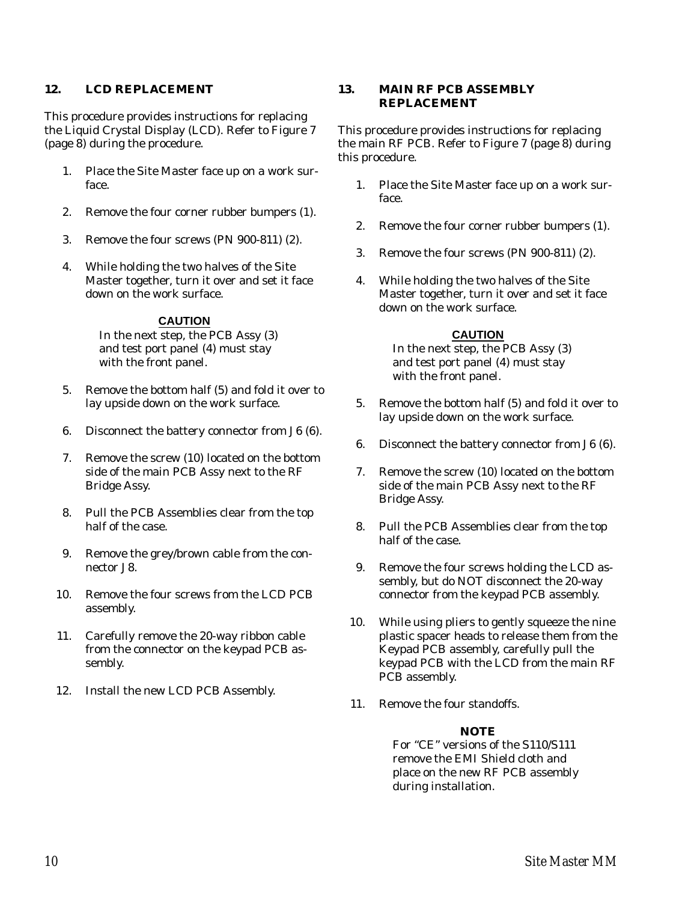## 12. LCD REPLACEMENT

This procedure provides instructions for replacing the Liquid Crystal Display (LCD). Refer to Figure 7 (page 8) during the procedure.

1. Place the Site Master face up on a work surface.
2. Remove the four corner rubber bumpers (1).
3. Remove the four screws (PN 900-811) (2).
4. While holding the two halves of the Site Master together, turn it over and set it face down on the work surface.

**CAUTION**

In the next step, the PCB Assy (3) and test port panel (4) must stay with the front panel.

5. Remove the bottom half (5) and fold it over to lay upside down on the work surface.
6. Disconnect the battery connector from J6 (6).
7. Remove the screw (10) located on the bottom side of the main PCB Assy next to the RF Bridge Assy.
8. Pull the PCB Assemblies clear from the top half of the case.
9. Remove the grey/brown cable from the connector J8.
10. Remove the four screws from the LCD PCB assembly.
11. Carefully remove the 20-way ribbon cable from the connector on the keypad PCB assembly.
12. Install the new LCD PCB Assembly.

## 13. MAIN RF PCB ASSEMBLY REPLACEMENT

This procedure provides instructions for replacing the main RF PCB. Refer to Figure 7 (page 8) during this procedure.

1. Place the Site Master face up on a work surface.
2. Remove the four corner rubber bumpers (1).
3. Remove the four screws (PN 900-811) (2).
4. While holding the two halves of the Site Master together, turn it over and set it face down on the work surface.

**CAUTION**

In the next step, the PCB Assy (3) and test port panel (4) must stay with the front panel.

5. Remove the bottom half (5) and fold it over to lay upside down on the work surface.
6. Disconnect the battery connector from J6 (6).
7. Remove the screw (10) located on the bottom side of the main PCB Assy next to the RF Bridge Assy.
8. Pull the PCB Assemblies clear from the top half of the case.
9. Remove the four screws holding the LCD assembly, but do NOT disconnect the 20-way connector from the keypad PCB assembly.
10. While using pliers to gently squeeze the nine plastic spacer heads to release them from the Keypad PCB assembly, carefully pull the keypad PCB with the LCD from the main RF PCB assembly.
11. Remove the four standoffs.

**NOTE**

For "CE" versions of the S110/S111 remove the EMI Shield cloth and place on the new RF PCB assembly during installation.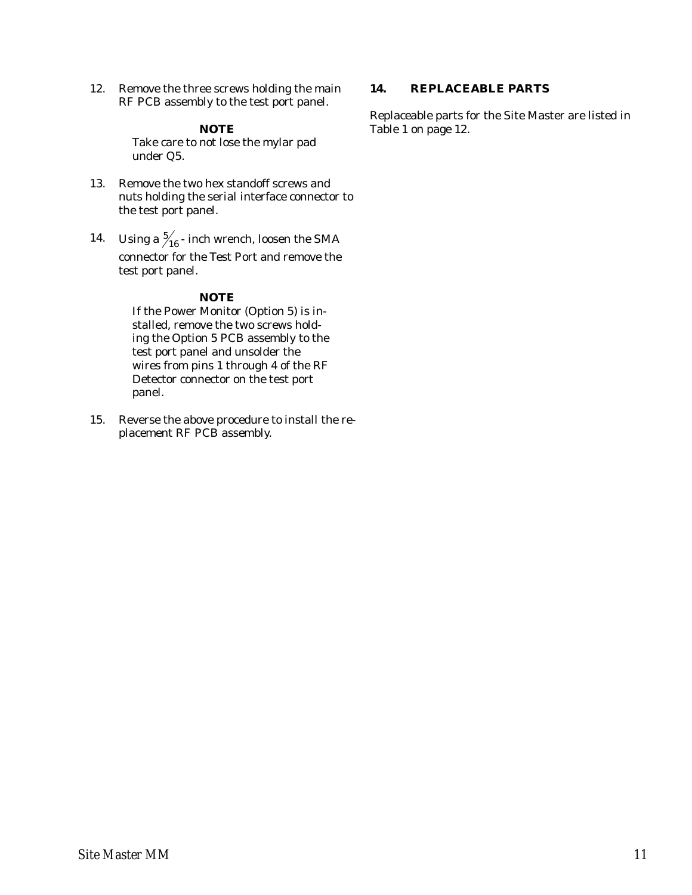12. Remove the three screws holding the main RF PCB assembly to the test port panel.

    **NOTE**
    Take care to not lose the mylar pad under Q5.

13. Remove the two hex standoff screws and nuts holding the serial interface connector to the test port panel.

14. Using a $\frac{5}{16}$ - inch wrench, loosen the SMA connector for the Test Port and remove the test port panel.

    **NOTE**
    If the Power Monitor (Option 5) is installed, remove the two screws holding the Option 5 PCB assembly to the test port panel and unsolder the wires from pins 1 through 4 of the RF Detector connector on the test port panel.

15. Reverse the above procedure to install the replacement RF PCB assembly.

## 14. REPLACEABLE PARTS

Replaceable parts for the Site Master are listed in Table 1 on page 12.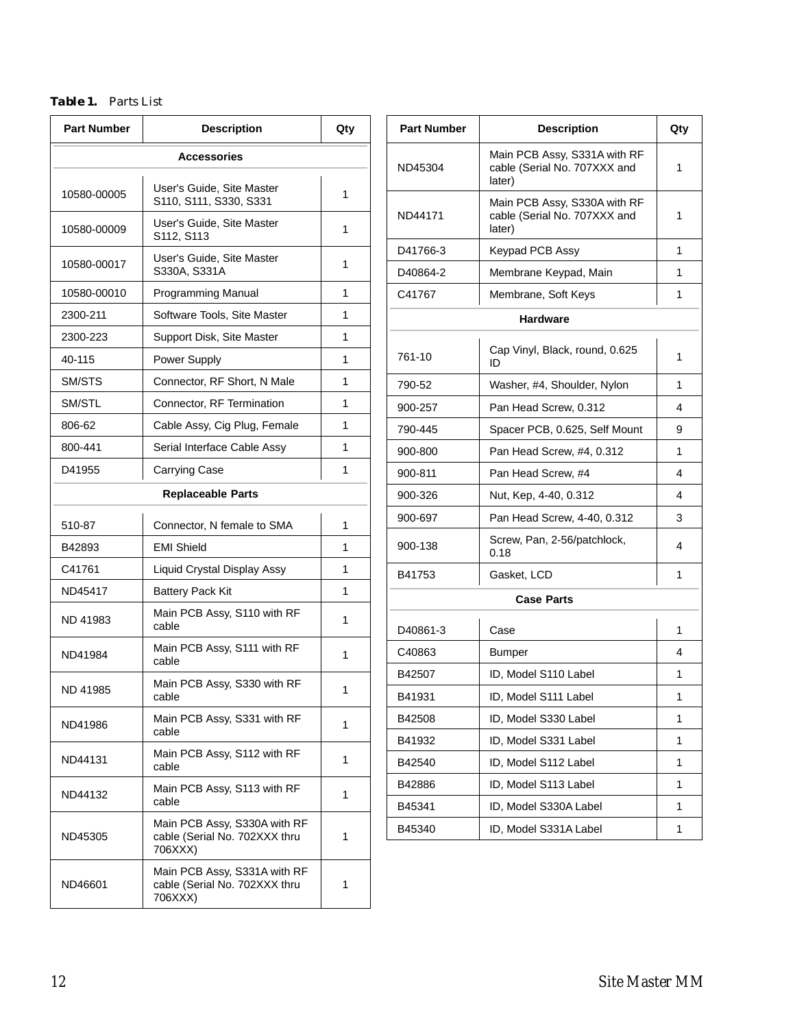**Table 1.** Parts List

| Part Number | Description | Qty |
|---|---|---|
| **Accessories** | | |
| 10580-00005 | User's Guide, Site Master S110, S111, S330, S331 | 1 |
| 10580-00009 | User's Guide, Site Master S112, S113 | 1 |
| 10580-00017 | User's Guide, Site Master S330A, S331A | 1 |
| 10580-00010 | Programming Manual | 1 |
| 2300-211 | Software Tools, Site Master | 1 |
| 2300-223 | Support Disk, Site Master | 1 |
| 40-115 | Power Supply | 1 |
| SM/STS | Connector, RF Short, N Male | 1 |
| SM/STL | Connector, RF Termination | 1 |
| 806-62 | Cable Assy, Cig Plug, Female | 1 |
| 800-441 | Serial Interface Cable Assy | 1 |
| D41955 | Carrying Case | 1 |
| **Replaceable Parts** | | |
| 510-87 | Connector, N female to SMA | 1 |
| B42893 | EMI Shield | 1 |
| C41761 | Liquid Crystal Display Assy | 1 |
| ND45417 | Battery Pack Kit | 1 |
| ND 41983 | Main PCB Assy, S110 with RF cable | 1 |
| ND41984 | Main PCB Assy, S111 with RF cable | 1 |
| ND 41985 | Main PCB Assy, S330 with RF cable | 1 |
| ND41986 | Main PCB Assy, S331 with RF cable | 1 |
| ND44131 | Main PCB Assy, S112 with RF cable | 1 |
| ND44132 | Main PCB Assy, S113 with RF cable | 1 |
| ND45305 | Main PCB Assy, S330A with RF cable (Serial No. 702XXX thru 706XXX) | 1 |
| ND46601 | Main PCB Assy, S331A with RF cable (Serial No. 702XXX thru 706XXX) | 1 |
| ND45304 | Main PCB Assy, S331A with RF cable (Serial No. 707XXX and later) | 1 |
| ND44171 | Main PCB Assy, S330A with RF cable (Serial No. 707XXX and later) | 1 |
| D41766-3 | Keypad PCB Assy | 1 |
| D40864-2 | Membrane Keypad, Main | 1 |
| C41767 | Membrane, Soft Keys | 1 |
| **Hardware** | | |
| 761-10 | Cap Vinyl, Black, round, 0.625 ID | 1 |
| 790-52 | Washer, #4, Shoulder, Nylon | 1 |
| 900-257 | Pan Head Screw, 0.312 | 4 |
| 790-445 | Spacer PCB, 0.625, Self Mount | 9 |
| 900-800 | Pan Head Screw, #4, 0.312 | 1 |
| 900-811 | Pan Head Screw, #4 | 4 |
| 900-326 | Nut, Kep, 4-40, 0.312 | 4 |
| 900-697 | Pan Head Screw, 4-40, 0.312 | 3 |
| 900-138 | Screw, Pan, 2-56/patchlock, 0.18 | 4 |
| B41753 | Gasket, LCD | 1 |
| **Case Parts** | | |
| D40861-3 | Case | 1 |
| C40863 | Bumper | 4 |
| B42507 | ID, Model S110 Label | 1 |
| B41931 | ID, Model S111 Label | 1 |
| B42508 | ID, Model S330 Label | 1 |
| B41932 | ID, Model S331 Label | 1 |
| B42540 | ID, Model S112 Label | 1 |
| B42886 | ID, Model S113 Label | 1 |
| B45341 | ID, Model S330A Label | 1 |
| B45340 | ID, Model S331A Label | 1 |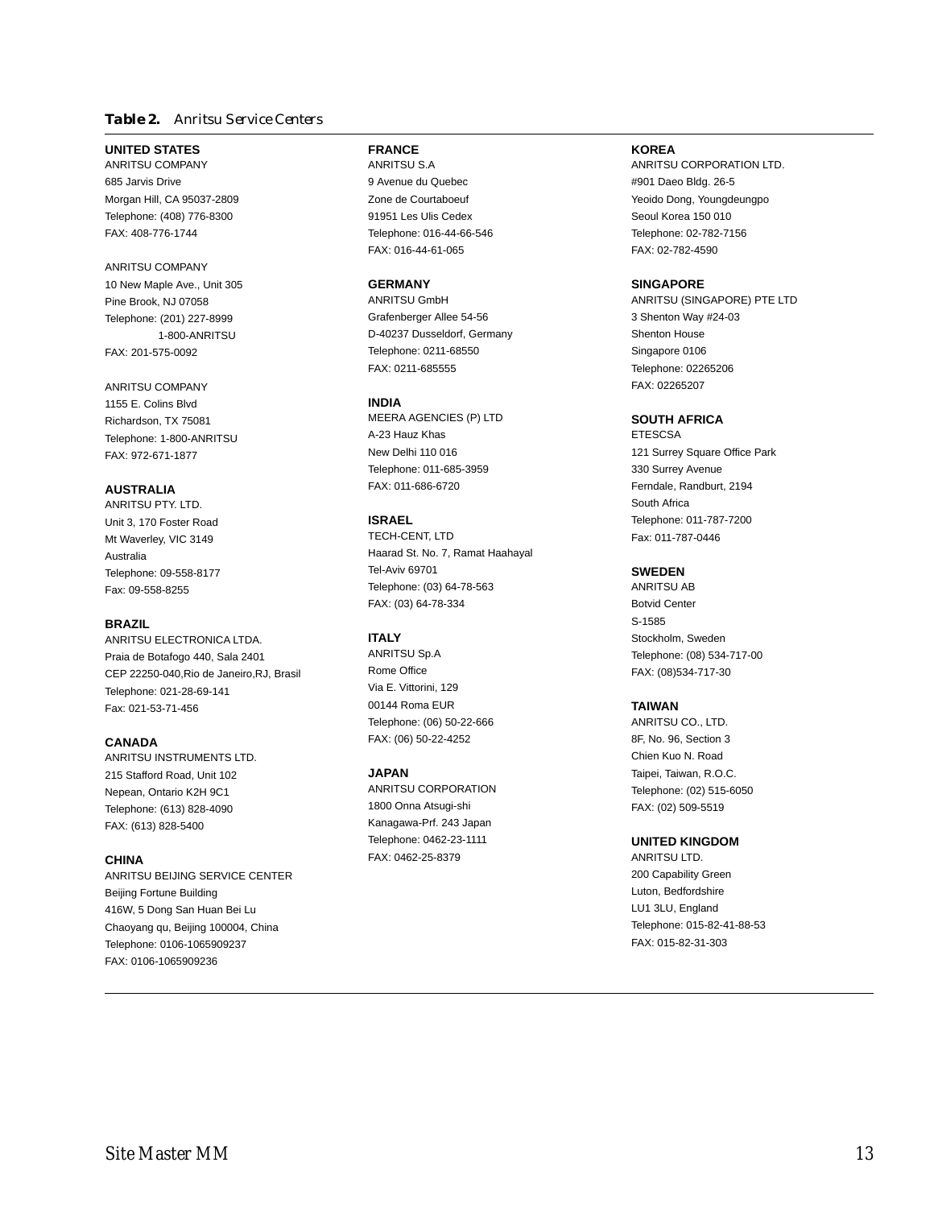**Table 2.** *Anritsu Service Centers*

**UNITED STATES**
ANRITSU COMPANY
685 Jarvis Drive
Morgan Hill, CA 95037-2809
Telephone: (408) 776-8300
FAX: 408-776-1744

ANRITSU COMPANY
10 New Maple Ave., Unit 305
Pine Brook, NJ 07058
Telephone: (201) 227-8999
1-800-ANRITSU
FAX: 201-575-0092

ANRITSU COMPANY
1155 E. Colins Blvd
Richardson, TX 75081
Telephone: 1-800-ANRITSU
FAX: 972-671-1877

**AUSTRALIA**
ANRITSU PTY. LTD.
Unit 3, 170 Foster Road
Mt Waverley, VIC 3149
Australia
Telephone: 09-558-8177
Fax: 09-558-8255

**BRAZIL**
ANRITSU ELECTRONICA LTDA.
Praia de Botafogo 440, Sala 2401
CEP 22250-040,Rio de Janeiro,RJ, Brasil
Telephone: 021-28-69-141
Fax: 021-53-71-456

**CANADA**
ANRITSU INSTRUMENTS LTD.
215 Stafford Road, Unit 102
Nepean, Ontario K2H 9C1
Telephone: (613) 828-4090
FAX: (613) 828-5400

**CHINA**
ANRITSU BEIJING SERVICE CENTER
Beijing Fortune Building
416W, 5 Dong San Huan Bei Lu
Chaoyang qu, Beijing 100004, China
Telephone: 0106-1065909237
FAX: 0106-1065909236

**FRANCE**
ANRITSU S.A
9 Avenue du Quebec
Zone de Courtaboeuf
91951 Les Ulis Cedex
Telephone: 016-44-66-546
FAX: 016-44-61-065

**GERMANY**
ANRITSU GmbH
Grafenberger Allee 54-56
D-40237 Dusseldorf, Germany
Telephone: 0211-68550
FAX: 0211-685555

**INDIA**
MEERA AGENCIES (P) LTD
A-23 Hauz Khas
New Delhi 110 016
Telephone: 011-685-3959
FAX: 011-686-6720

**ISRAEL**
TECH-CENT, LTD
Haarad St. No. 7, Ramat Haahayal
Tel-Aviv 69701
Telephone: (03) 64-78-563
FAX: (03) 64-78-334

**ITALY**
ANRITSU Sp.A
Rome Office
Via E. Vittorini, 129
00144 Roma EUR
Telephone: (06) 50-22-666
FAX: (06) 50-22-4252

**JAPAN**
ANRITSU CORPORATION
1800 Onna Atsugi-shi
Kanagawa-Prf. 243 Japan
Telephone: 0462-23-1111
FAX: 0462-25-8379

**KOREA**
ANRITSU CORPORATION LTD.
#901 Daeo Bldg. 26-5
Yeoido Dong, Youngdeungpo
Seoul Korea 150 010
Telephone: 02-782-7156
FAX: 02-782-4590

**SINGAPORE**
ANRITSU (SINGAPORE) PTE LTD
3 Shenton Way #24-03
Shenton House
Singapore 0106
Telephone: 02265206
FAX: 02265207

**SOUTH AFRICA**
ETESCSA
121 Surrey Square Office Park
330 Surrey Avenue
Ferndale, Randburt, 2194
South Africa
Telephone: 011-787-7200
Fax: 011-787-0446

**SWEDEN**
ANRITSU AB
Botvid Center
S-1585
Stockholm, Sweden
Telephone: (08) 534-717-00
FAX: (08)534-717-30

**TAIWAN**
ANRITSU CO., LTD.
8F, No. 96, Section 3
Chien Kuo N. Road
Taipei, Taiwan, R.O.C.
Telephone: (02) 515-6050
FAX: (02) 509-5519

**UNITED KINGDOM**
ANRITSU LTD.
200 Capability Green
Luton, Bedfordshire
LU1 3LU, England
Telephone: 015-82-41-88-53
FAX: 015-82-31-303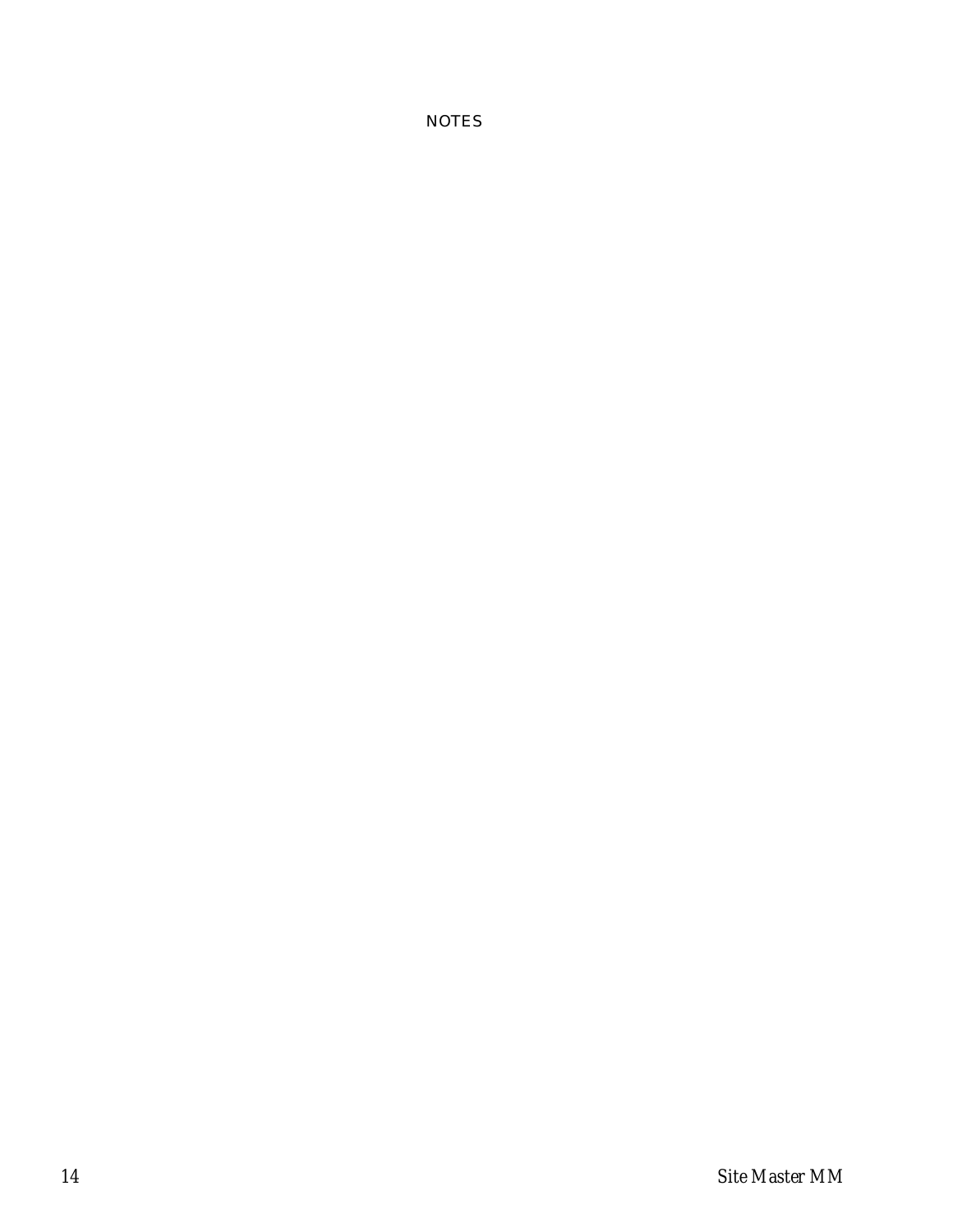NOTES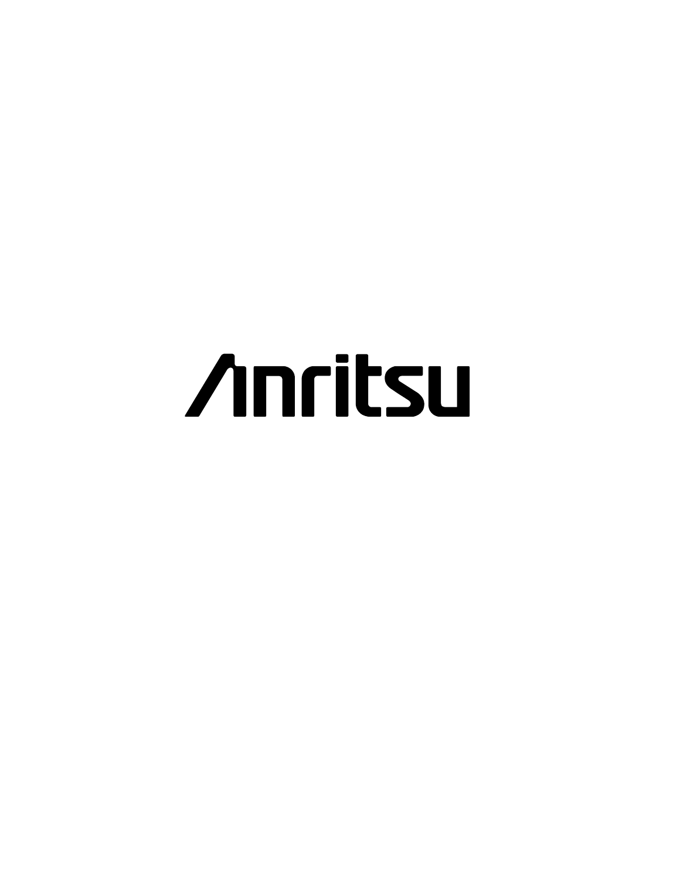Anritsu